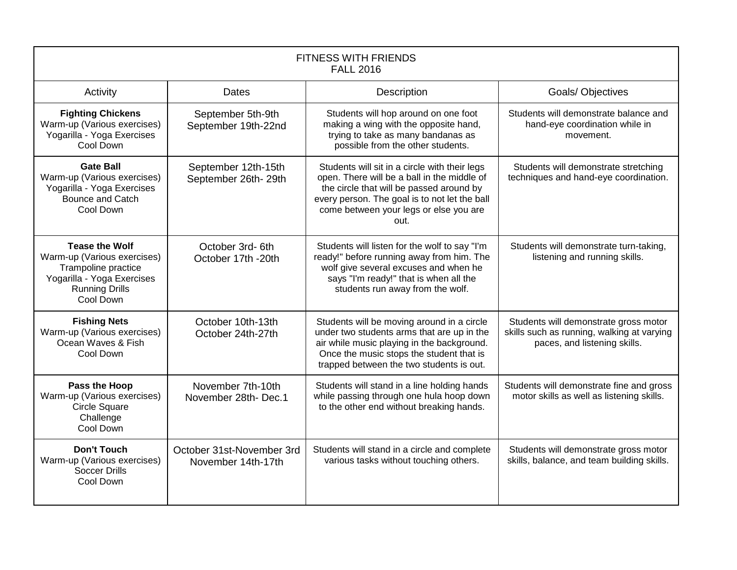# FITNESS WITH FRIENDS
## FALL 2016

| Activity | Dates | Description | Goals/ Objectives |
|---|---|---|---|
| **Fighting Chickens**<br>Warm-up (Various exercises)<br>Yogarilla - Yoga Exercises<br>Cool Down | September 5th-9th<br>September 19th-22nd | Students will hop around on one foot making a wing with the opposite hand, trying to take as many bandanas as possible from the other students. | Students will demonstrate balance and hand-eye coordination while in movement. |
| **Gate Ball**<br>Warm-up (Various exercises)<br>Yogarilla - Yoga Exercises<br>Bounce and Catch<br>Cool Down | September 12th-15th<br>September 26th- 29th | Students will sit in a circle with their legs open. There will be a ball in the middle of the circle that will be passed around by every person. The goal is to not let the ball come between your legs or else you are out. | Students will demonstrate stretching techniques and hand-eye coordination. |
| **Tease the Wolf**<br>Warm-up (Various exercises)<br>Trampoline practice<br>Yogarilla - Yoga Exercises<br>Running Drills<br>Cool Down | October 3rd- 6th<br>October 17th -20th | Students will listen for the wolf to say "I'm ready!" before running away from him. The wolf give several excuses and when he says "I'm ready!" that is when all the students run away from the wolf. | Students will demonstrate turn-taking, listening and running skills. |
| **Fishing Nets**<br>Warm-up (Various exercises)<br>Ocean Waves & Fish<br>Cool Down | October 10th-13th<br>October 24th-27th | Students will be moving around in a circle under two students arms that are up in the air while music playing in the background. Once the music stops the student that is trapped between the two students is out. | Students will demonstrate gross motor skills such as running, walking at varying paces, and listening skills. |
| **Pass the Hoop**<br>Warm-up (Various exercises)<br>Circle Square<br>Challenge<br>Cool Down | November 7th-10th<br>November 28th- Dec.1 | Students will stand in a line holding hands while passing through one hula hoop down to the other end without breaking hands. | Students will demonstrate fine and gross motor skills as well as listening skills. |
| **Don't Touch**<br>Warm-up (Various exercises)<br>Soccer Drills<br>Cool Down | October 31st-November 3rd<br>November 14th-17th | Students will stand in a circle and complete various tasks without touching others. | Students will demonstrate gross motor skills, balance, and team building skills. |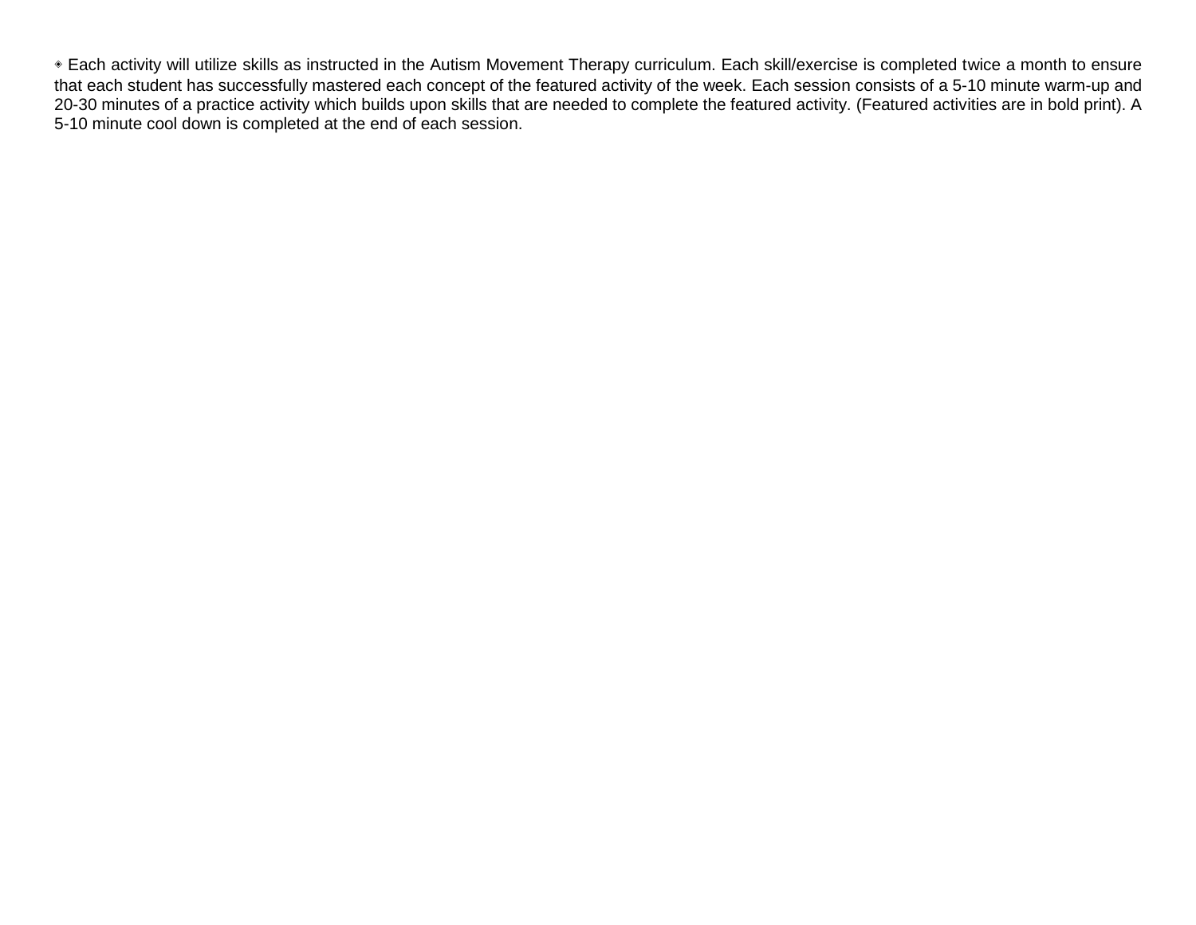◈ Each activity will utilize skills as instructed in the Autism Movement Therapy curriculum. Each skill/exercise is completed twice a month to ensure that each student has successfully mastered each concept of the featured activity of the week. Each session consists of a 5-10 minute warm-up and 20-30 minutes of a practice activity which builds upon skills that are needed to complete the featured activity. (Featured activities are in bold print). A 5-10 minute cool down is completed at the end of each session.